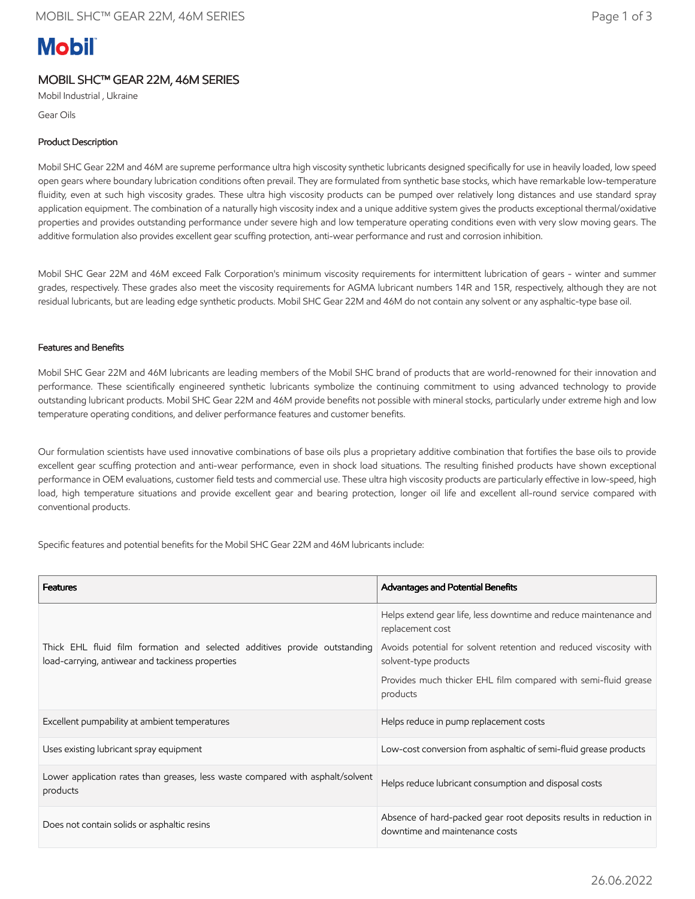Mobil

# MOBIL SHC™ GEAR 22M, 46M SERIES

Mobil Industrial , Ukraine

Gear Oils

### Product Description

Mobil SHC Gear 22M and 46M are supreme performance ultra high viscosity synthetic lubricants designed specifically for use in heavily loaded, low speed open gears where boundary lubrication conditions often prevail. They are formulated from synthetic base stocks, which have remarkable low-temperature fluidity, even at such high viscosity grades. These ultra high viscosity products can be pumped over relatively long distances and use standard spray application equipment. The combination of a naturally high viscosity index and a unique additive system gives the products exceptional thermal/oxidative properties and provides outstanding performance under severe high and low temperature operating conditions even with very slow moving gears. The additive formulation also provides excellent gear scuffing protection, anti-wear performance and rust and corrosion inhibition.

Mobil SHC Gear 22M and 46M exceed Falk Corporation's minimum viscosity requirements for intermittent lubrication of gears - winter and summer grades, respectively. These grades also meet the viscosity requirements for AGMA lubricant numbers 14R and 15R, respectively, although they are not residual lubricants, but are leading edge synthetic products. Mobil SHC Gear 22M and 46M do not contain any solvent or any asphaltic-type base oil.

### Features and Benefits

Mobil SHC Gear 22M and 46M lubricants are leading members of the Mobil SHC brand of products that are world-renowned for their innovation and performance. These scientifically engineered synthetic lubricants symbolize the continuing commitment to using advanced technology to provide outstanding lubricant products. Mobil SHC Gear 22M and 46M provide benefits not possible with mineral stocks, particularly under extreme high and low temperature operating conditions, and deliver performance features and customer benefits.

Our formulation scientists have used innovative combinations of base oils plus a proprietary additive combination that fortifies the base oils to provide excellent gear scuffing protection and anti-wear performance, even in shock load situations. The resulting finished products have shown exceptional performance in OEM evaluations, customer field tests and commercial use. These ultra high viscosity products are particularly effective in low-speed, high load, high temperature situations and provide excellent gear and bearing protection, longer oil life and excellent all-round service compared with conventional products.

Specific features and potential benefits for the Mobil SHC Gear 22M and 46M lubricants include:

| Features | Advantages and Potential Benefits |
|---|---|
| Thick EHL fluid film formation and selected additives provide outstanding load-carrying, antiwear and tackiness properties | Helps extend gear life, less downtime and reduce maintenance and replacement cost<br>Avoids potential for solvent retention and reduced viscosity with solvent-type products<br>Provides much thicker EHL film compared with semi-fluid grease products |
| Excellent pumpability at ambient temperatures | Helps reduce in pump replacement costs |
| Uses existing lubricant spray equipment | Low-cost conversion from asphaltic of semi-fluid grease products |
| Lower application rates than greases, less waste compared with asphalt/solvent products | Helps reduce lubricant consumption and disposal costs |
| Does not contain solids or asphaltic resins | Absence of hard-packed gear root deposits results in reduction in downtime and maintenance costs |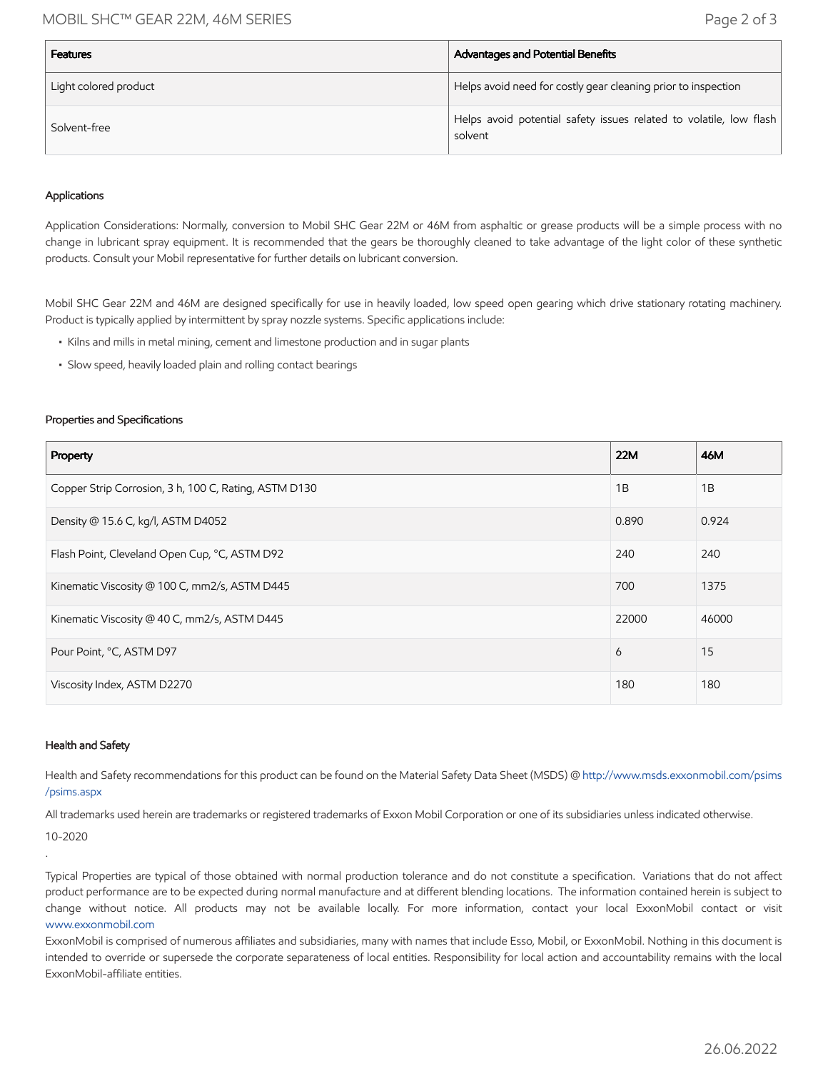| Features | Advantages and Potential Benefits |
| --- | --- |
| Light colored product | Helps avoid need for costly gear cleaning prior to inspection |
| Solvent-free | Helps avoid potential safety issues related to volatile, low flash solvent |

## Applications

Application Considerations: Normally, conversion to Mobil SHC Gear 22M or 46M from asphaltic or grease products will be a simple process with no change in lubricant spray equipment. It is recommended that the gears be thoroughly cleaned to take advantage of the light color of these synthetic products. Consult your Mobil representative for further details on lubricant conversion.

Mobil SHC Gear 22M and 46M are designed specifically for use in heavily loaded, low speed open gearing which drive stationary rotating machinery. Product is typically applied by intermittent by spray nozzle systems. Specific applications include:

- Kilns and mills in metal mining, cement and limestone production and in sugar plants
- Slow speed, heavily loaded plain and rolling contact bearings

## Properties and Specifications

| Property | 22M | 46M |
| --- | --- | --- |
| Copper Strip Corrosion, 3 h, 100 C, Rating, ASTM D130 | 1B | 1B |
| Density @ 15.6 C, kg/l, ASTM D4052 | 0.890 | 0.924 |
| Flash Point, Cleveland Open Cup, °C, ASTM D92 | 240 | 240 |
| Kinematic Viscosity @ 100 C, mm2/s, ASTM D445 | 700 | 1375 |
| Kinematic Viscosity @ 40 C, mm2/s, ASTM D445 | 22000 | 46000 |
| Pour Point, °C, ASTM D97 | 6 | 15 |
| Viscosity Index, ASTM D2270 | 180 | 180 |

## Health and Safety

Health and Safety recommendations for this product can be found on the Material Safety Data Sheet (MSDS) @ http://www.msds.exxonmobil.com/psims/psims.aspx

All trademarks used herein are trademarks or registered trademarks of Exxon Mobil Corporation or one of its subsidiaries unless indicated otherwise.

10-2020

.

Typical Properties are typical of those obtained with normal production tolerance and do not constitute a specification. Variations that do not affect product performance are to be expected during normal manufacture and at different blending locations. The information contained herein is subject to change without notice. All products may not be available locally. For more information, contact your local ExxonMobil contact or visit www.exxonmobil.com

ExxonMobil is comprised of numerous affiliates and subsidiaries, many with names that include Esso, Mobil, or ExxonMobil. Nothing in this document is intended to override or supersede the corporate separateness of local entities. Responsibility for local action and accountability remains with the local ExxonMobil-affiliate entities.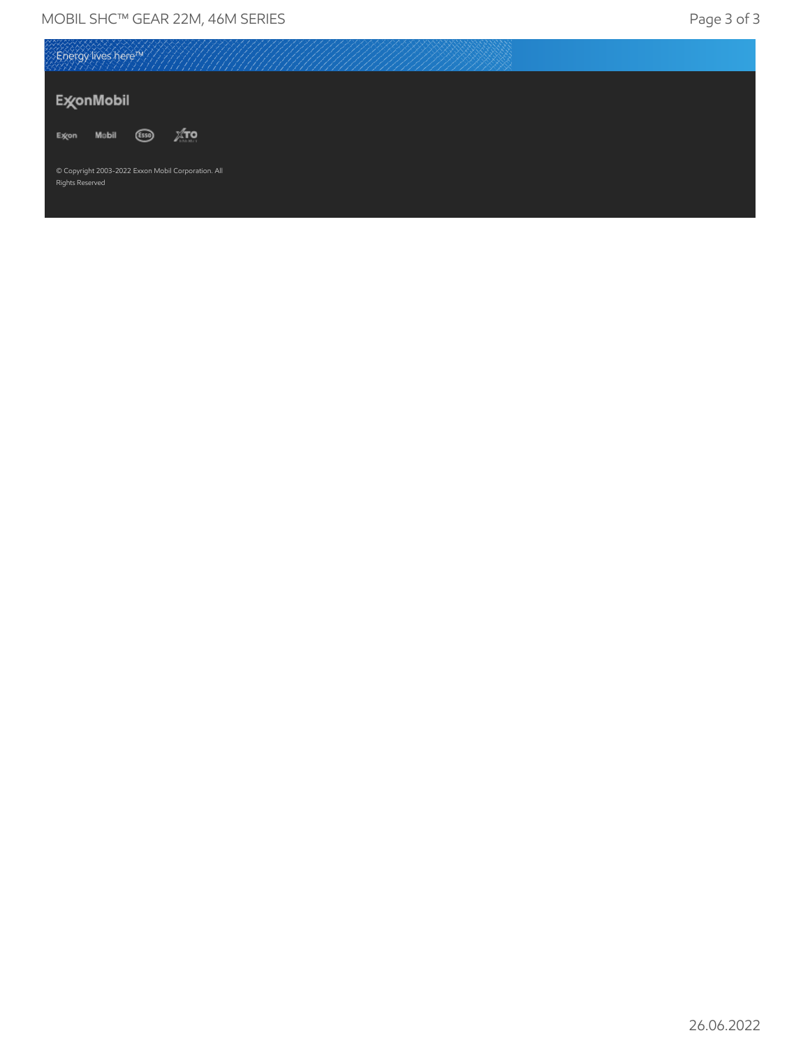Energy lives here™

ExxonMobil

Exxon Mobil Esso XTO

© Copyright 2003-2022 Exxon Mobil Corporation. All Rights Reserved